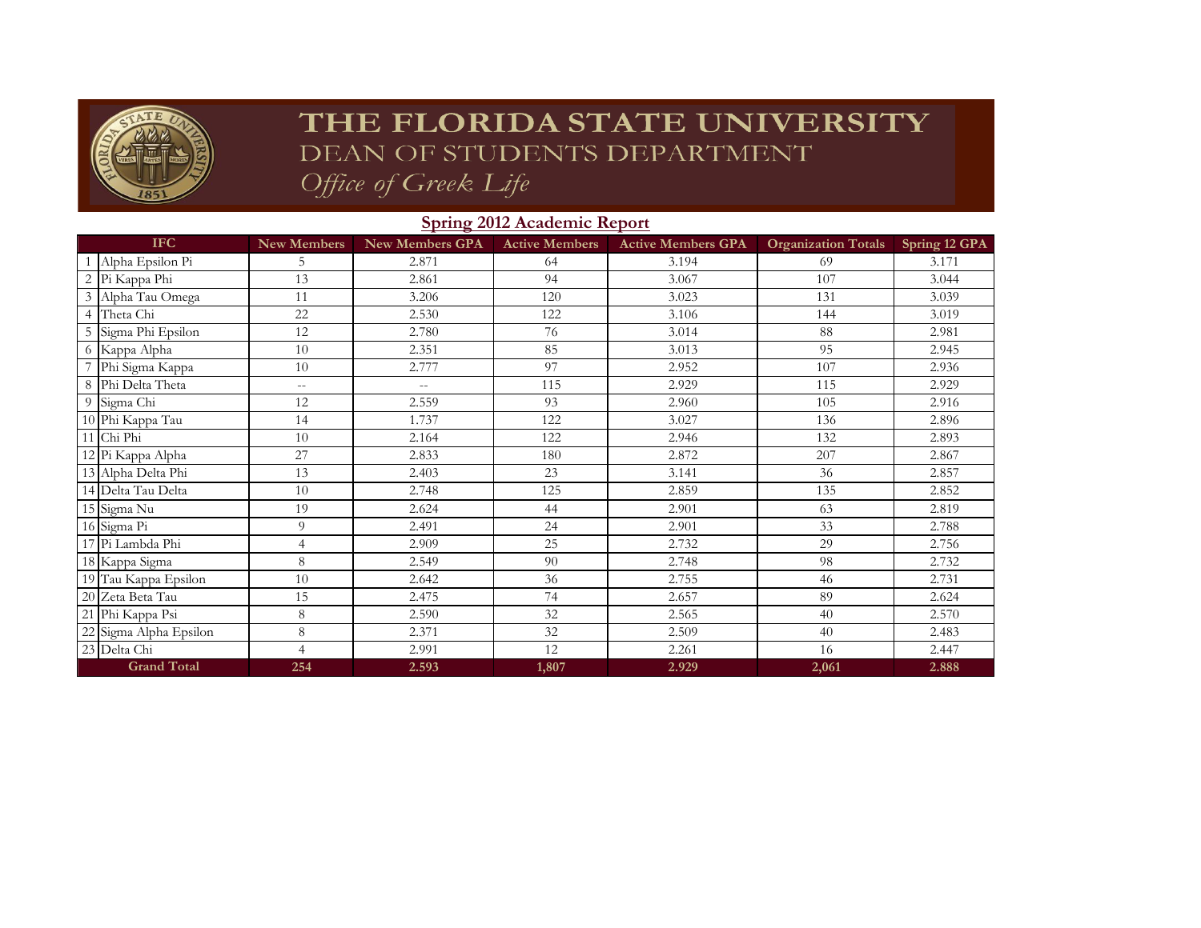# THE FLORIDA STATE UNIVERSITY

## DEAN OF STUDENTS DEPARTMENT

### *Office of Greek Life*

## Spring 2012 Academic Report

| | IFC | New Members | New Members GPA | Active Members | Active Members GPA | Organization Totals | Spring 12 GPA |
|---|---|---|---|---|---|---|---|
| 1 | Alpha Epsilon Pi | 5 | 2.871 | 64 | 3.194 | 69 | 3.171 |
| 2 | Pi Kappa Phi | 13 | 2.861 | 94 | 3.067 | 107 | 3.044 |
| 3 | Alpha Tau Omega | 11 | 3.206 | 120 | 3.023 | 131 | 3.039 |
| 4 | Theta Chi | 22 | 2.530 | 122 | 3.106 | 144 | 3.019 |
| 5 | Sigma Phi Epsilon | 12 | 2.780 | 76 | 3.014 | 88 | 2.981 |
| 6 | Kappa Alpha | 10 | 2.351 | 85 | 3.013 | 95 | 2.945 |
| 7 | Phi Sigma Kappa | 10 | 2.777 | 97 | 2.952 | 107 | 2.936 |
| 8 | Phi Delta Theta | -- | -- | 115 | 2.929 | 115 | 2.929 |
| 9 | Sigma Chi | 12 | 2.559 | 93 | 2.960 | 105 | 2.916 |
| 10 | Phi Kappa Tau | 14 | 1.737 | 122 | 3.027 | 136 | 2.896 |
| 11 | Chi Phi | 10 | 2.164 | 122 | 2.946 | 132 | 2.893 |
| 12 | Pi Kappa Alpha | 27 | 2.833 | 180 | 2.872 | 207 | 2.867 |
| 13 | Alpha Delta Phi | 13 | 2.403 | 23 | 3.141 | 36 | 2.857 |
| 14 | Delta Tau Delta | 10 | 2.748 | 125 | 2.859 | 135 | 2.852 |
| 15 | Sigma Nu | 19 | 2.624 | 44 | 2.901 | 63 | 2.819 |
| 16 | Sigma Pi | 9 | 2.491 | 24 | 2.901 | 33 | 2.788 |
| 17 | Pi Lambda Phi | 4 | 2.909 | 25 | 2.732 | 29 | 2.756 |
| 18 | Kappa Sigma | 8 | 2.549 | 90 | 2.748 | 98 | 2.732 |
| 19 | Tau Kappa Epsilon | 10 | 2.642 | 36 | 2.755 | 46 | 2.731 |
| 20 | Zeta Beta Tau | 15 | 2.475 | 74 | 2.657 | 89 | 2.624 |
| 21 | Phi Kappa Psi | 8 | 2.590 | 32 | 2.565 | 40 | 2.570 |
| 22 | Sigma Alpha Epsilon | 8 | 2.371 | 32 | 2.509 | 40 | 2.483 |
| 23 | Delta Chi | 4 | 2.991 | 12 | 2.261 | 16 | 2.447 |
| | **Grand Total** | **254** | **2.593** | **1,807** | **2.929** | **2,061** | **2.888** |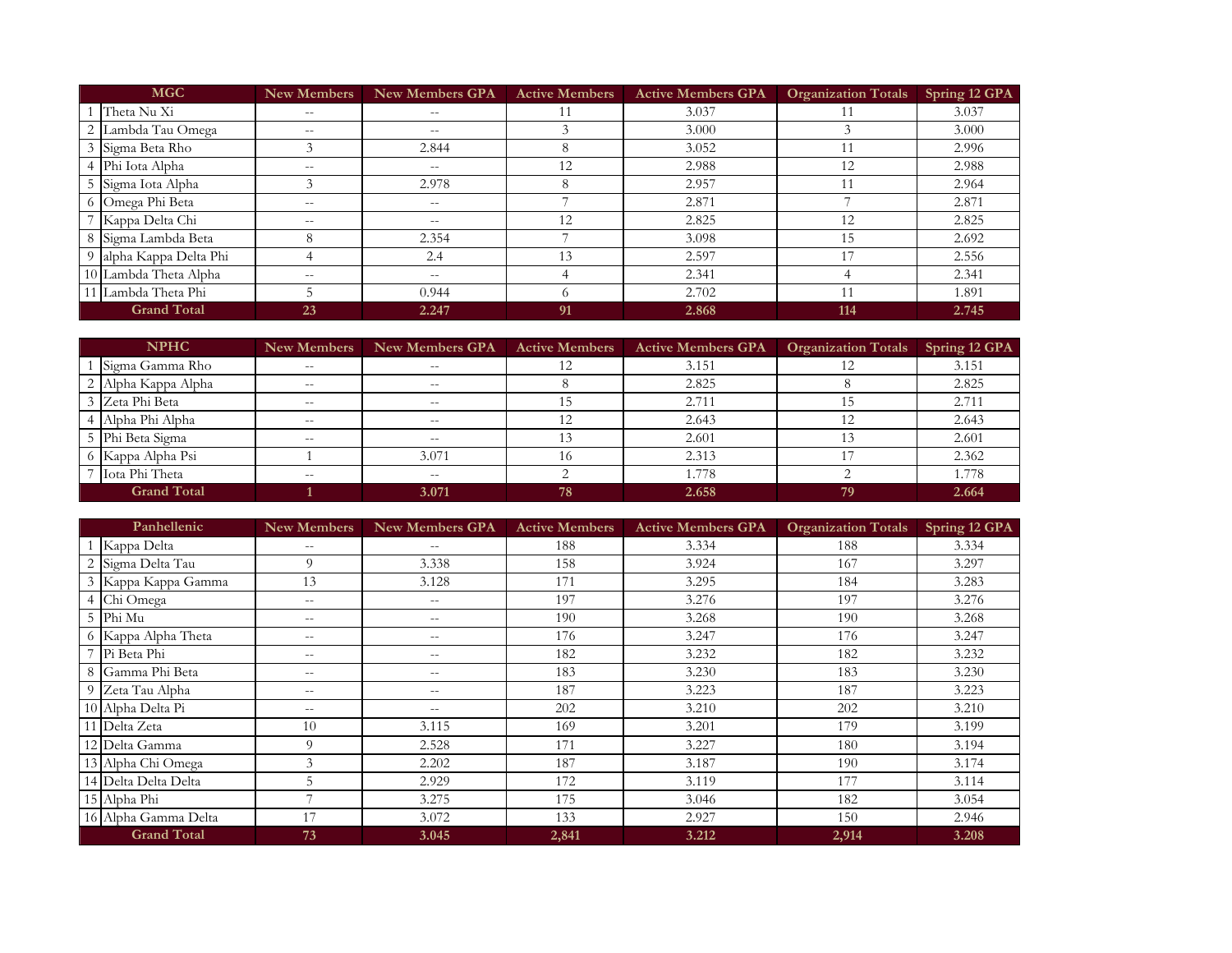| | MGC | New Members | New Members GPA | Active Members | Active Members GPA | Organization Totals | Spring 12 GPA |
|---|---|---|---|---|---|---|---|
| 1 | Theta Nu Xi | -- | -- | 11 | 3.037 | 11 | 3.037 |
| 2 | Lambda Tau Omega | -- | -- | 3 | 3.000 | 3 | 3.000 |
| 3 | Sigma Beta Rho | 3 | 2.844 | 8 | 3.052 | 11 | 2.996 |
| 4 | Phi Iota Alpha | -- | -- | 12 | 2.988 | 12 | 2.988 |
| 5 | Sigma Iota Alpha | 3 | 2.978 | 8 | 2.957 | 11 | 2.964 |
| 6 | Omega Phi Beta | -- | -- | 7 | 2.871 | 7 | 2.871 |
| 7 | Kappa Delta Chi | -- | -- | 12 | 2.825 | 12 | 2.825 |
| 8 | Sigma Lambda Beta | 8 | 2.354 | 7 | 3.098 | 15 | 2.692 |
| 9 | alpha Kappa Delta Phi | 4 | 2.4 | 13 | 2.597 | 17 | 2.556 |
| 10 | Lambda Theta Alpha | -- | -- | 4 | 2.341 | 4 | 2.341 |
| 11 | Lambda Theta Phi | 5 | 0.944 | 6 | 2.702 | 11 | 1.891 |
| | **Grand Total** | **23** | **2.247** | **91** | **2.868** | **114** | **2.745** |

| | NPHC | New Members | New Members GPA | Active Members | Active Members GPA | Organization Totals | Spring 12 GPA |
|---|---|---|---|---|---|---|---|
| 1 | Sigma Gamma Rho | -- | -- | 12 | 3.151 | 12 | 3.151 |
| 2 | Alpha Kappa Alpha | -- | -- | 8 | 2.825 | 8 | 2.825 |
| 3 | Zeta Phi Beta | -- | -- | 15 | 2.711 | 15 | 2.711 |
| 4 | Alpha Phi Alpha | -- | -- | 12 | 2.643 | 12 | 2.643 |
| 5 | Phi Beta Sigma | -- | -- | 13 | 2.601 | 13 | 2.601 |
| 6 | Kappa Alpha Psi | 1 | 3.071 | 16 | 2.313 | 17 | 2.362 |
| 7 | Iota Phi Theta | -- | -- | 2 | 1.778 | 2 | 1.778 |
| | **Grand Total** | **1** | **3.071** | **78** | **2.658** | **79** | **2.664** |

| | Panhellenic | New Members | New Members GPA | Active Members | Active Members GPA | Organization Totals | Spring 12 GPA |
|---|---|---|---|---|---|---|---|
| 1 | Kappa Delta | -- | -- | 188 | 3.334 | 188 | 3.334 |
| 2 | Sigma Delta Tau | 9 | 3.338 | 158 | 3.924 | 167 | 3.297 |
| 3 | Kappa Kappa Gamma | 13 | 3.128 | 171 | 3.295 | 184 | 3.283 |
| 4 | Chi Omega | -- | -- | 197 | 3.276 | 197 | 3.276 |
| 5 | Phi Mu | -- | -- | 190 | 3.268 | 190 | 3.268 |
| 6 | Kappa Alpha Theta | -- | -- | 176 | 3.247 | 176 | 3.247 |
| 7 | Pi Beta Phi | -- | -- | 182 | 3.232 | 182 | 3.232 |
| 8 | Gamma Phi Beta | -- | -- | 183 | 3.230 | 183 | 3.230 |
| 9 | Zeta Tau Alpha | -- | -- | 187 | 3.223 | 187 | 3.223 |
| 10 | Alpha Delta Pi | -- | -- | 202 | 3.210 | 202 | 3.210 |
| 11 | Delta Zeta | 10 | 3.115 | 169 | 3.201 | 179 | 3.199 |
| 12 | Delta Gamma | 9 | 2.528 | 171 | 3.227 | 180 | 3.194 |
| 13 | Alpha Chi Omega | 3 | 2.202 | 187 | 3.187 | 190 | 3.174 |
| 14 | Delta Delta Delta | 5 | 2.929 | 172 | 3.119 | 177 | 3.114 |
| 15 | Alpha Phi | 7 | 3.275 | 175 | 3.046 | 182 | 3.054 |
| 16 | Alpha Gamma Delta | 17 | 3.072 | 133 | 2.927 | 150 | 2.946 |
| | **Grand Total** | **73** | **3.045** | **2,841** | **3.212** | **2,914** | **3.208** |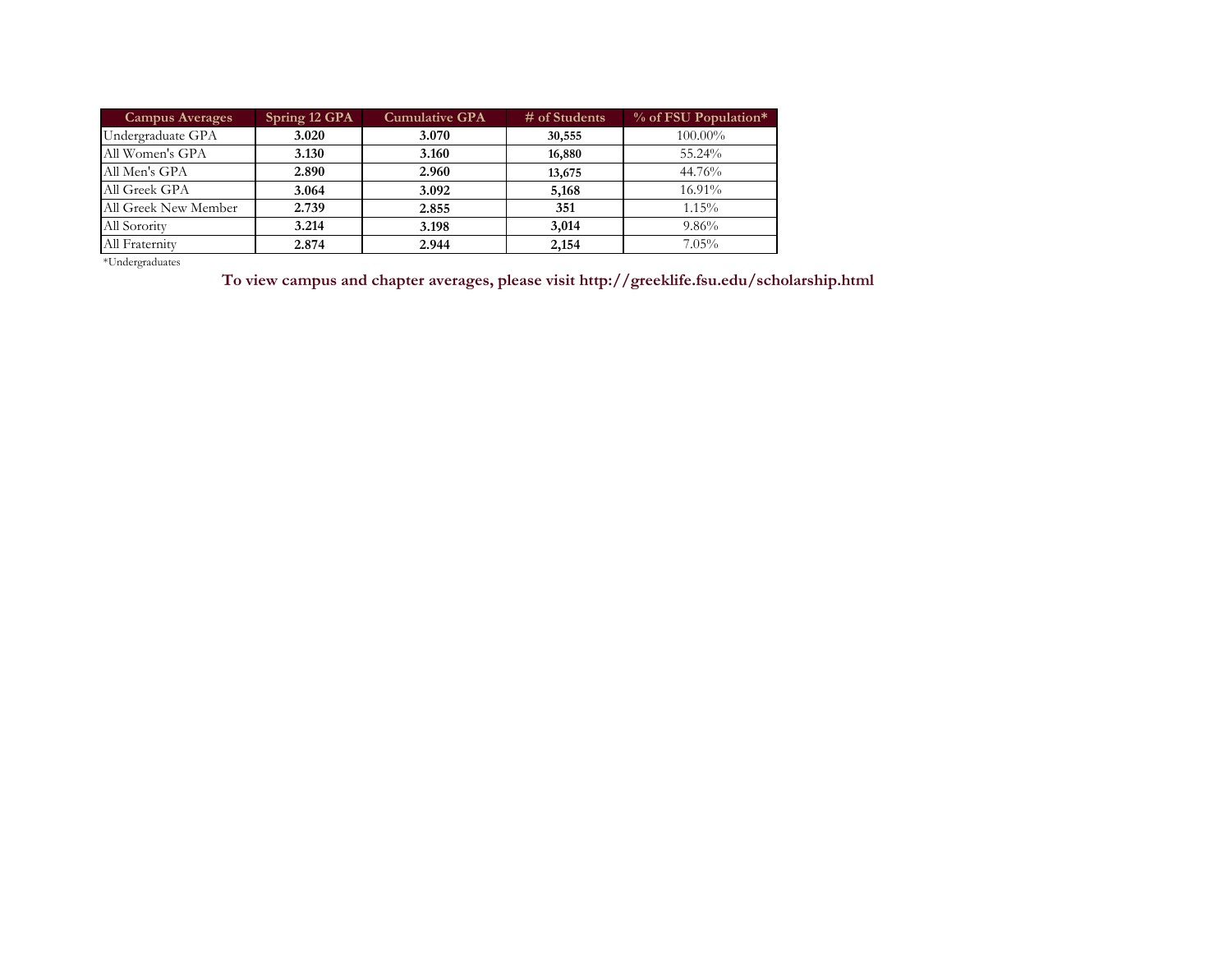| Campus Averages | Spring 12 GPA | Cumulative GPA | # of Students | % of FSU Population* |
|---|---|---|---|---|
| Undergraduate GPA | **3.020** | **3.070** | **30,555** | 100.00% |
| All Women's GPA | **3.130** | **3.160** | **16,880** | 55.24% |
| All Men's GPA | **2.890** | **2.960** | **13,675** | 44.76% |
| All Greek GPA | **3.064** | **3.092** | **5,168** | 16.91% |
| All Greek New Member | **2.739** | **2.855** | **351** | 1.15% |
| All Sorority | **3.214** | **3.198** | **3,014** | 9.86% |
| All Fraternity | **2.874** | **2.944** | **2,154** | 7.05% |

*Undergraduates

**To view campus and chapter averages, please visit http://greeklife.fsu.edu/scholarship.html**